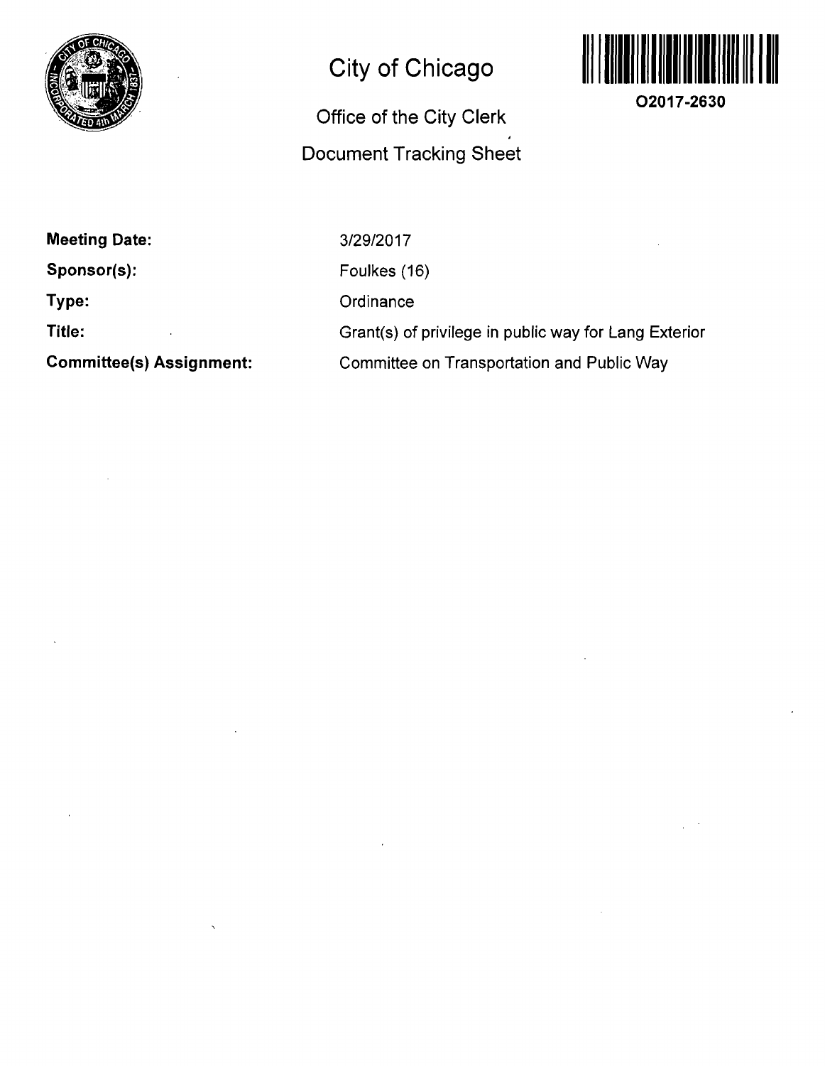# City of Chicago

## Office of the City Clerk

## Document Tracking Sheet

O2017-2630

**Meeting Date:** 3/29/2017

**Sponsor(s):** Foulkes (16)

**Type:** Ordinance

**Title:** Grant(s) of privilege in public way for Lang Exterior

**Committee(s) Assignment:** Committee on Transportation and Public Way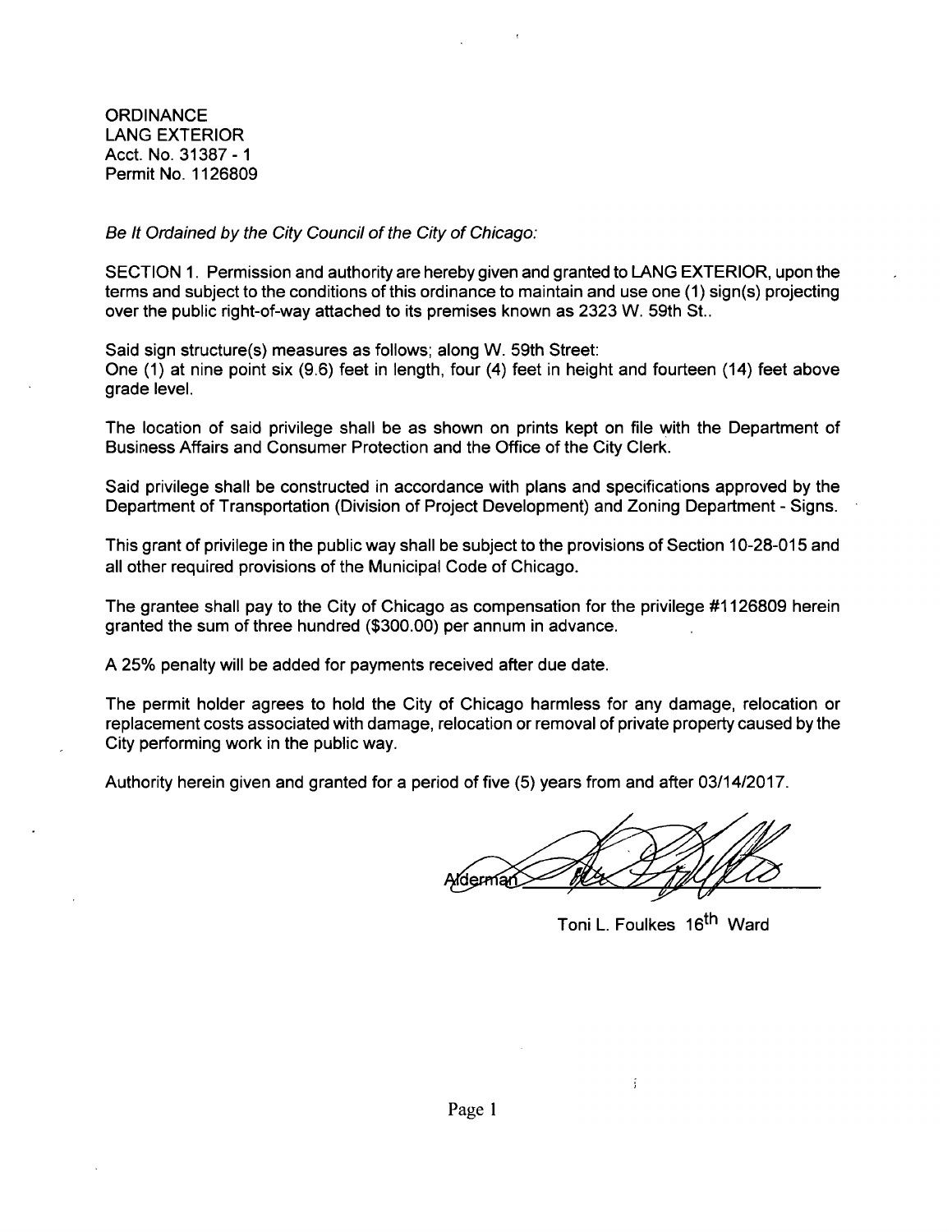ORDINANCE
LANG EXTERIOR
Acct. No. 31387 - 1
Permit No. 1126809

*Be It Ordained by the City Council of the City of Chicago:*

SECTION 1. Permission and authority are hereby given and granted to LANG EXTERIOR, upon the terms and subject to the conditions of this ordinance to maintain and use one (1) sign(s) projecting over the public right-of-way attached to its premises known as 2323 W. 59th St..

Said sign structure(s) measures as follows; along W. 59th Street:
One (1) at nine point six (9.6) feet in length, four (4) feet in height and fourteen (14) feet above grade level.

The location of said privilege shall be as shown on prints kept on file with the Department of Business Affairs and Consumer Protection and the Office of the City Clerk.

Said privilege shall be constructed in accordance with plans and specifications approved by the Department of Transportation (Division of Project Development) and Zoning Department - Signs.

This grant of privilege in the public way shall be subject to the provisions of Section 10-28-015 and all other required provisions of the Municipal Code of Chicago.

The grantee shall pay to the City of Chicago as compensation for the privilege #1126809 herein granted the sum of three hundred ($300.00) per annum in advance.

A 25% penalty will be added for payments received after due date.

The permit holder agrees to hold the City of Chicago harmless for any damage, relocation or replacement costs associated with damage, relocation or removal of private property caused by the City performing work in the public way.

Authority herein given and granted for a period of five (5) years from and after 03/14/2017.

Alderman

Toni L. Foulkes 16th Ward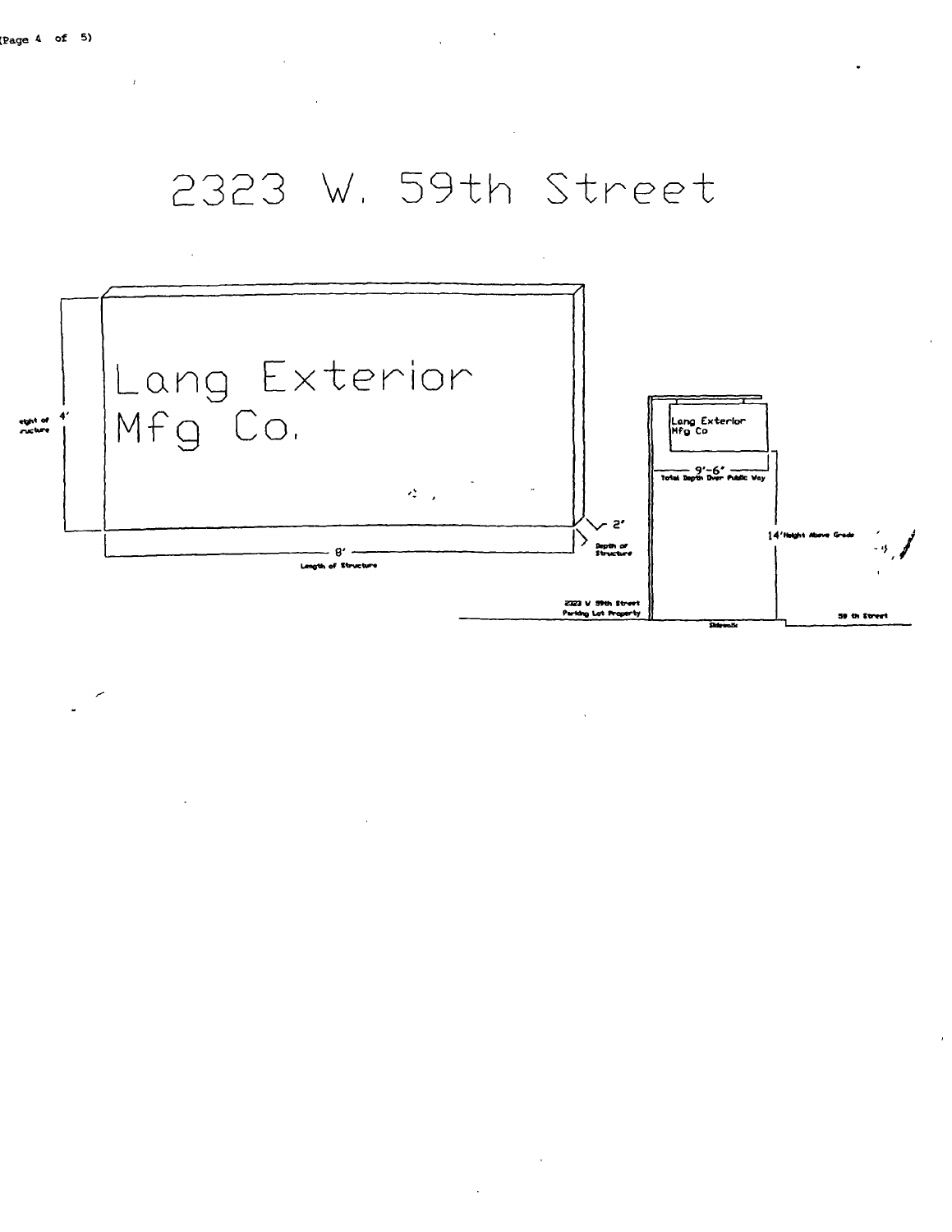# 2323 W. 59th Street

Lang Exterior
Mfg Co.

Height of Structure 4'

8'
Length of Structure

2'
Depth of Structure

Lang Exterior
Mfg Co

9'-6"
Total Depth Over Public Way

14' Height Above Grade

2323 W 59th Street
Parking Lot Property

Sidewalk

59 th Street